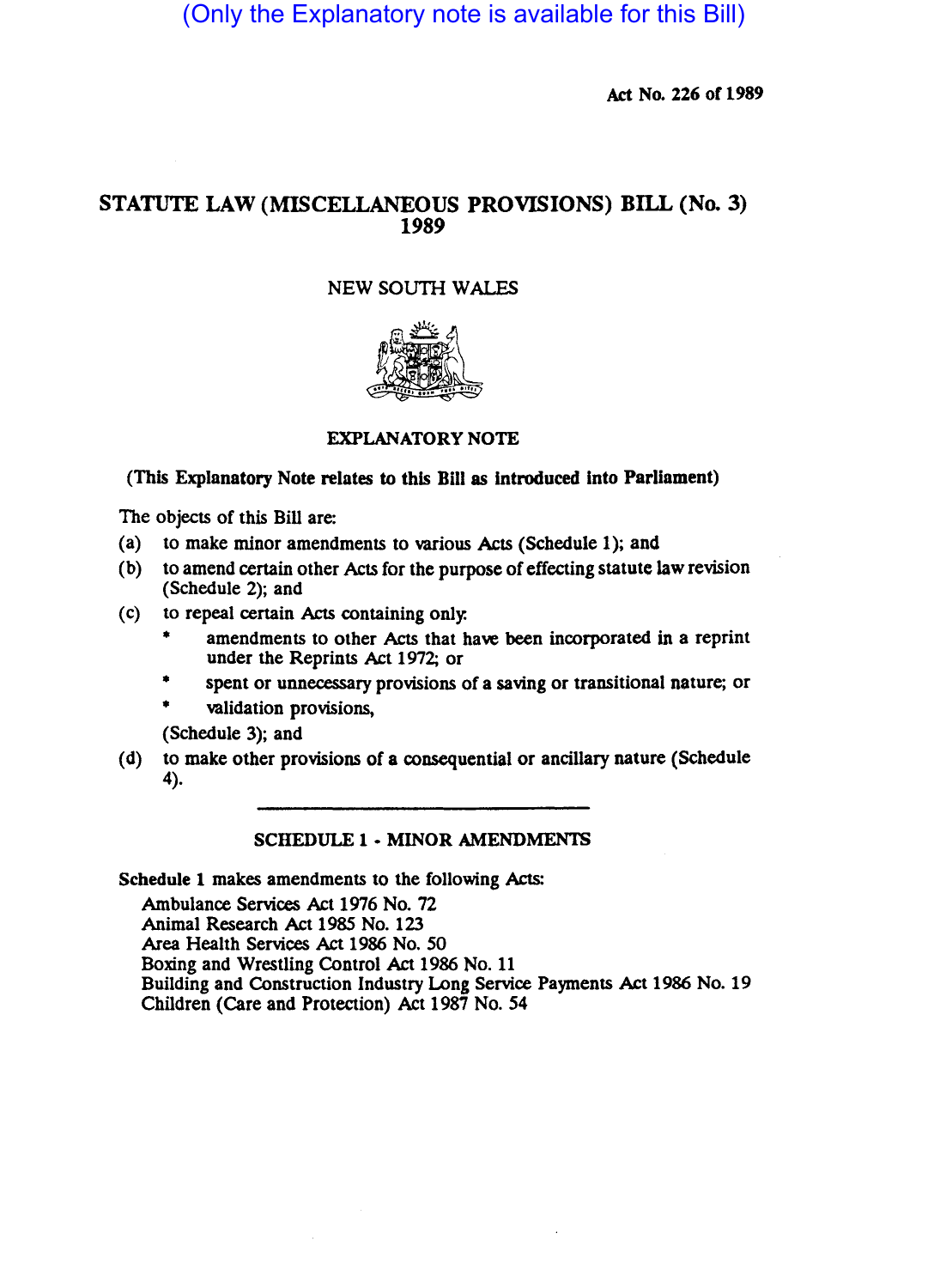(Only the Explanatory note is available for this Bill)

Act No. 226 of 1989

# STATUTE LAW (MISCELLANEOUS PROVISIONS) BILL (No. 3) 1989

NEW SOUTH WALES

## EXPLANATORY NOTE

**(This Explanatory Note relates to this Bill as introduced into Parliament)**

The objects of this Bill are:

(a) to make minor amendments to various Acts (Schedule 1); and

(b) to amend certain other Acts for the purpose of effecting statute law revision (Schedule 2); and

(c) to repeal certain Acts containing only:

- amendments to other Acts that have been incorporated in a reprint under the Reprints Act 1972; or
- spent or unnecessary provisions of a saving or transitional nature; or
- validation provisions,

(Schedule 3); and

(d) to make other provisions of a consequential or ancillary nature (Schedule 4).

## SCHEDULE 1 - MINOR AMENDMENTS

**Schedule 1** makes amendments to the following Acts:

Ambulance Services Act 1976 No. 72
Animal Research Act 1985 No. 123
Area Health Services Act 1986 No. 50
Boxing and Wrestling Control Act 1986 No. 11
Building and Construction Industry Long Service Payments Act 1986 No. 19
Children (Care and Protection) Act 1987 No. 54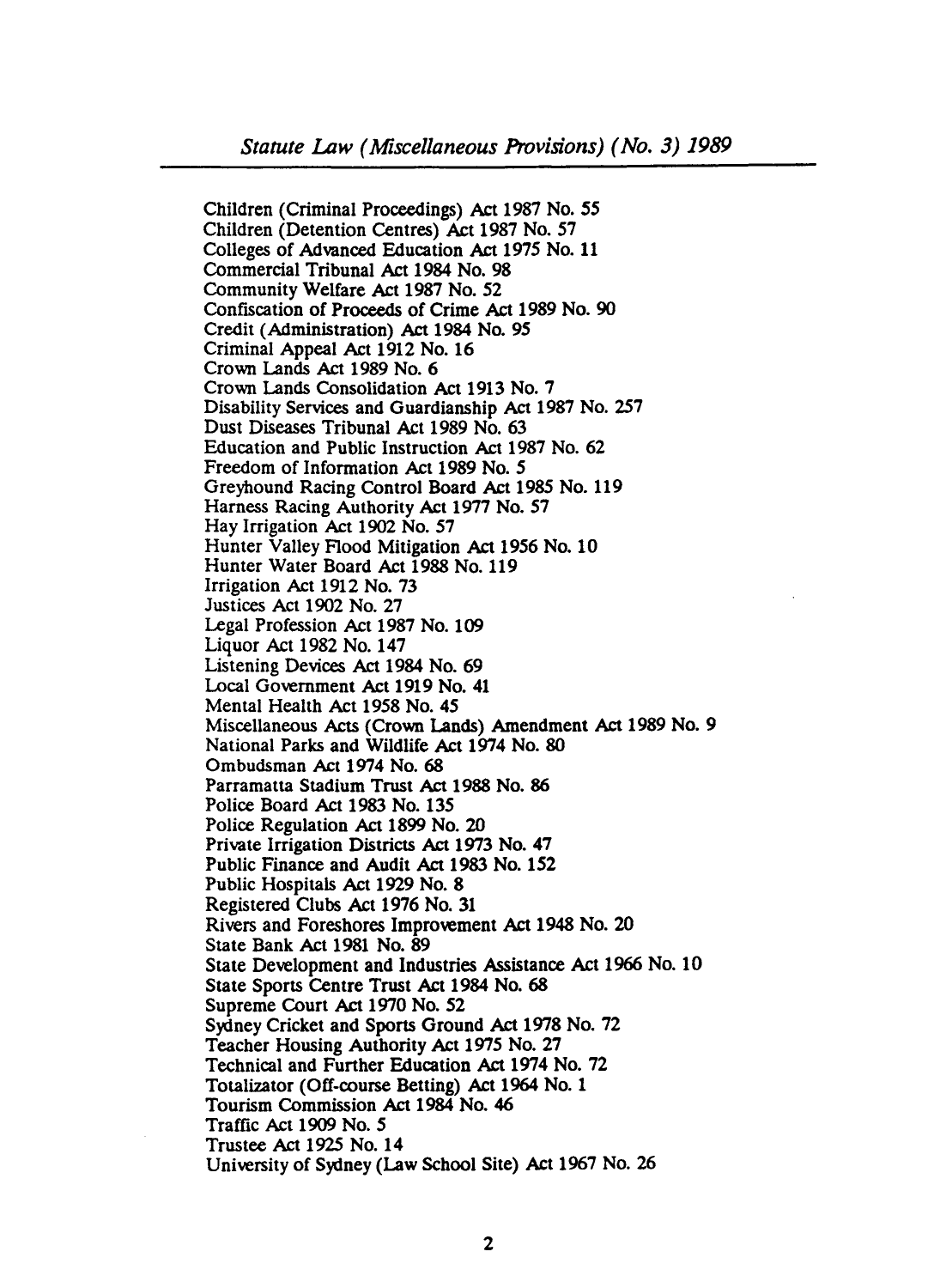Children (Criminal Proceedings) Act 1987 No. 55
Children (Detention Centres) Act 1987 No. 57
Colleges of Advanced Education Act 1975 No. 11
Commercial Tribunal Act 1984 No. 98
Community Welfare Act 1987 No. 52
Confiscation of Proceeds of Crime Act 1989 No. 90
Credit (Administration) Act 1984 No. 95
Criminal Appeal Act 1912 No. 16
Crown Lands Act 1989 No. 6
Crown Lands Consolidation Act 1913 No. 7
Disability Services and Guardianship Act 1987 No. 257
Dust Diseases Tribunal Act 1989 No. 63
Education and Public Instruction Act 1987 No. 62
Freedom of Information Act 1989 No. 5
Greyhound Racing Control Board Act 1985 No. 119
Harness Racing Authority Act 1977 No. 57
Hay Irrigation Act 1902 No. 57
Hunter Valley Flood Mitigation Act 1956 No. 10
Hunter Water Board Act 1988 No. 119
Irrigation Act 1912 No. 73
Justices Act 1902 No. 27
Legal Profession Act 1987 No. 109
Liquor Act 1982 No. 147
Listening Devices Act 1984 No. 69
Local Government Act 1919 No. 41
Mental Health Act 1958 No. 45
Miscellaneous Acts (Crown Lands) Amendment Act 1989 No. 9
National Parks and Wildlife Act 1974 No. 80
Ombudsman Act 1974 No. 68
Parramatta Stadium Trust Act 1988 No. 86
Police Board Act 1983 No. 135
Police Regulation Act 1899 No. 20
Private Irrigation Districts Act 1973 No. 47
Public Finance and Audit Act 1983 No. 152
Public Hospitals Act 1929 No. 8
Registered Clubs Act 1976 No. 31
Rivers and Foreshores Improvement Act 1948 No. 20
State Bank Act 1981 No. 89
State Development and Industries Assistance Act 1966 No. 10
State Sports Centre Trust Act 1984 No. 68
Supreme Court Act 1970 No. 52
Sydney Cricket and Sports Ground Act 1978 No. 72
Teacher Housing Authority Act 1975 No. 27
Technical and Further Education Act 1974 No. 72
Totalizator (Off-course Betting) Act 1964 No. 1
Tourism Commission Act 1984 No. 46
Traffic Act 1909 No. 5
Trustee Act 1925 No. 14
University of Sydney (Law School Site) Act 1967 No. 26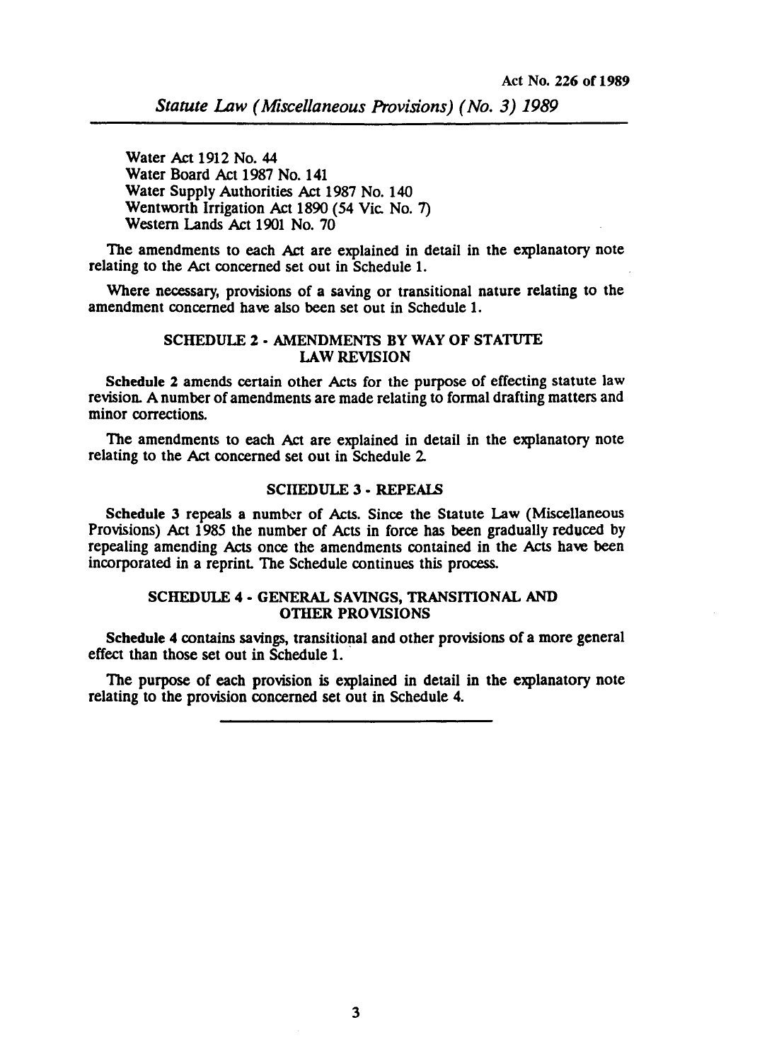Water Act 1912 No. 44
Water Board Act 1987 No. 141
Water Supply Authorities Act 1987 No. 140
Wentworth Irrigation Act 1890 (54 Vic. No. 7)
Western Lands Act 1901 No. 70

The amendments to each Act are explained in detail in the explanatory note relating to the Act concerned set out in Schedule 1.

Where necessary, provisions of a saving or transitional nature relating to the amendment concerned have also been set out in Schedule 1.

## SCHEDULE 2 - AMENDMENTS BY WAY OF STATUTE LAW REVISION

**Schedule 2** amends certain other Acts for the purpose of effecting statute law revision. A number of amendments are made relating to formal drafting matters and minor corrections.

The amendments to each Act are explained in detail in the explanatory note relating to the Act concerned set out in Schedule 2.

## SCHEDULE 3 - REPEALS

**Schedule 3** repeals a number of Acts. Since the Statute Law (Miscellaneous Provisions) Act 1985 the number of Acts in force has been gradually reduced by repealing amending Acts once the amendments contained in the Acts have been incorporated in a reprint. The Schedule continues this process.

## SCHEDULE 4 - GENERAL SAVINGS, TRANSITIONAL AND OTHER PROVISIONS

**Schedule 4** contains savings, transitional and other provisions of a more general effect than those set out in Schedule 1.

The purpose of each provision is explained in detail in the explanatory note relating to the provision concerned set out in Schedule 4.